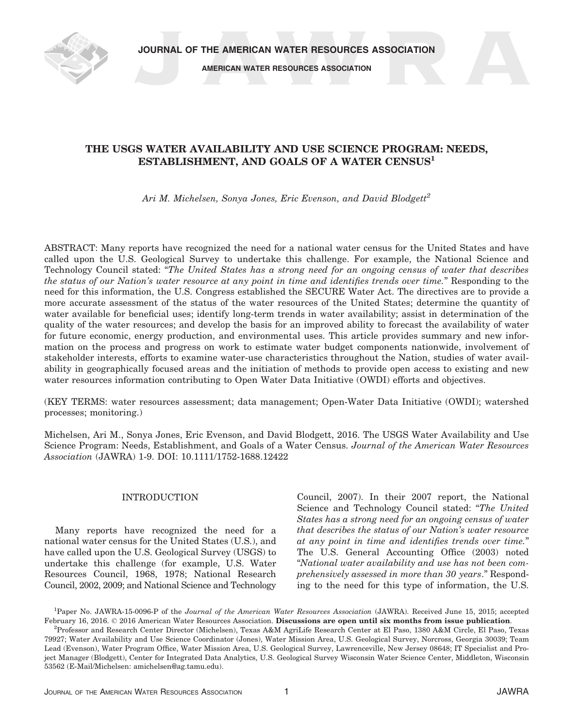# THE USGS WATER AVAILABILITY AND USE SCIENCE PROGRAM: NEEDS, ESTABLISHMENT, AND GOALS OF A WATER CENSUS[1]

*Ari M. Michelsen, Sonya Jones, Eric Evenson, and David Blodgett*[2]

ABSTRACT: Many reports have recognized the need for a national water census for the United States and have called upon the U.S. Geological Survey to undertake this challenge. For example, the National Science and Technology Council stated: "*The United States has a strong need for an ongoing census of water that describes the status of our Nation's water resource at any point in time and identifies trends over time.*" Responding to the need for this information, the U.S. Congress established the SECURE Water Act. The directives are to provide a more accurate assessment of the status of the water resources of the United States; determine the quantity of water available for beneficial uses; identify long-term trends in water availability; assist in determination of the quality of the water resources; and develop the basis for an improved ability to forecast the availability of water for future economic, energy production, and environmental uses. This article provides summary and new information on the process and progress on work to estimate water budget components nationwide, involvement of stakeholder interests, efforts to examine water-use characteristics throughout the Nation, studies of water availability in geographically focused areas and the initiation of methods to provide open access to existing and new water resources information contributing to Open Water Data Initiative (OWDI) efforts and objectives.

(KEY TERMS: water resources assessment; data management; Open-Water Data Initiative (OWDI); watershed processes; monitoring.)

Michelsen, Ari M., Sonya Jones, Eric Evenson, and David Blodgett, 2016. The USGS Water Availability and Use Science Program: Needs, Establishment, and Goals of a Water Census. *Journal of the American Water Resources Association* (JAWRA) 1-9. DOI: 10.1111/1752-1688.12422

## INTRODUCTION

Many reports have recognized the need for a national water census for the United States (U.S.), and have called upon the U.S. Geological Survey (USGS) to undertake this challenge (for example, U.S. Water Resources Council, 1968, 1978; National Research Council, 2002, 2009; and National Science and Technology Council, 2007). In their 2007 report, the National Science and Technology Council stated: "*The United States has a strong need for an ongoing census of water that describes the status of our Nation's water resource at any point in time and identifies trends over time.*" The U.S. General Accounting Office (2003) noted "*National water availability and use has not been comprehensively assessed in more than 30 years*." Responding to the need for this type of information, the U.S.

[1]Paper No. JAWRA-15-0096-P of the *Journal of the American Water Resources Association* (JAWRA). Received June 15, 2015; accepted February 16, 2016. © 2016 American Water Resources Association. **Discussions are open until six months from issue publication**.

[2]Professor and Research Center Director (Michelsen), Texas A&M AgriLife Research Center at El Paso, 1380 A&M Circle, El Paso, Texas 79927; Water Availability and Use Science Coordinator (Jones), Water Mission Area, U.S. Geological Survey, Norcross, Georgia 30039; Team Lead (Evenson), Water Program Office, Water Mission Area, U.S. Geological Survey, Lawrenceville, New Jersey 08648; IT Specialist and Project Manager (Blodgett), Center for Integrated Data Analytics, U.S. Geological Survey Wisconsin Water Science Center, Middleton, Wisconsin 53562 (E-Mail/Michelsen: amichelsen@ag.tamu.edu).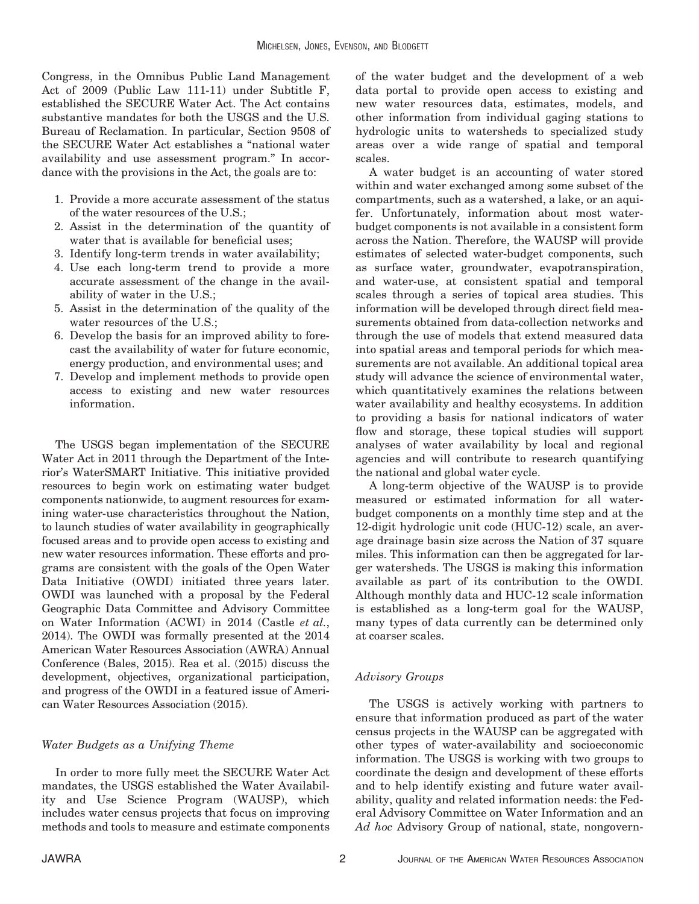Congress, in the Omnibus Public Land Management Act of 2009 (Public Law 111-11) under Subtitle F, established the SECURE Water Act. The Act contains substantive mandates for both the USGS and the U.S. Bureau of Reclamation. In particular, Section 9508 of the SECURE Water Act establishes a "national water availability and use assessment program." In accordance with the provisions in the Act, the goals are to:

1. Provide a more accurate assessment of the status of the water resources of the U.S.;
2. Assist in the determination of the quantity of water that is available for beneficial uses;
3. Identify long-term trends in water availability;
4. Use each long-term trend to provide a more accurate assessment of the change in the availability of water in the U.S.;
5. Assist in the determination of the quality of the water resources of the U.S.;
6. Develop the basis for an improved ability to forecast the availability of water for future economic, energy production, and environmental uses; and
7. Develop and implement methods to provide open access to existing and new water resources information.

The USGS began implementation of the SECURE Water Act in 2011 through the Department of the Interior's WaterSMART Initiative. This initiative provided resources to begin work on estimating water budget components nationwide, to augment resources for examining water-use characteristics throughout the Nation, to launch studies of water availability in geographically focused areas and to provide open access to existing and new water resources information. These efforts and programs are consistent with the goals of the Open Water Data Initiative (OWDI) initiated three years later. OWDI was launched with a proposal by the Federal Geographic Data Committee and Advisory Committee on Water Information (ACWI) in 2014 (Castle *et al.*, 2014). The OWDI was formally presented at the 2014 American Water Resources Association (AWRA) Annual Conference (Bales, 2015). Rea et al. (2015) discuss the development, objectives, organizational participation, and progress of the OWDI in a featured issue of American Water Resources Association (2015).

### *Water Budgets as a Unifying Theme*

In order to more fully meet the SECURE Water Act mandates, the USGS established the Water Availability and Use Science Program (WAUSP), which includes water census projects that focus on improving methods and tools to measure and estimate components of the water budget and the development of a web data portal to provide open access to existing and new water resources data, estimates, models, and other information from individual gaging stations to hydrologic units to watersheds to specialized study areas over a wide range of spatial and temporal scales.

A water budget is an accounting of water stored within and water exchanged among some subset of the compartments, such as a watershed, a lake, or an aquifer. Unfortunately, information about most water-budget components is not available in a consistent form across the Nation. Therefore, the WAUSP will provide estimates of selected water-budget components, such as surface water, groundwater, evapotranspiration, and water-use, at consistent spatial and temporal scales through a series of topical area studies. This information will be developed through direct field measurements obtained from data-collection networks and through the use of models that extend measured data into spatial areas and temporal periods for which measurements are not available. An additional topical area study will advance the science of environmental water, which quantitatively examines the relations between water availability and healthy ecosystems. In addition to providing a basis for national indicators of water flow and storage, these topical studies will support analyses of water availability by local and regional agencies and will contribute to research quantifying the national and global water cycle.

A long-term objective of the WAUSP is to provide measured or estimated information for all water-budget components on a monthly time step and at the 12-digit hydrologic unit code (HUC-12) scale, an average drainage basin size across the Nation of 37 square miles. This information can then be aggregated for larger watersheds. The USGS is making this information available as part of its contribution to the OWDI. Although monthly data and HUC-12 scale information is established as a long-term goal for the WAUSP, many types of data currently can be determined only at coarser scales.

### *Advisory Groups*

The USGS is actively working with partners to ensure that information produced as part of the water census projects in the WAUSP can be aggregated with other types of water-availability and socioeconomic information. The USGS is working with two groups to coordinate the design and development of these efforts and to help identify existing and future water availability, quality and related information needs: the Federal Advisory Committee on Water Information and an *Ad hoc* Advisory Group of national, state, nongovern-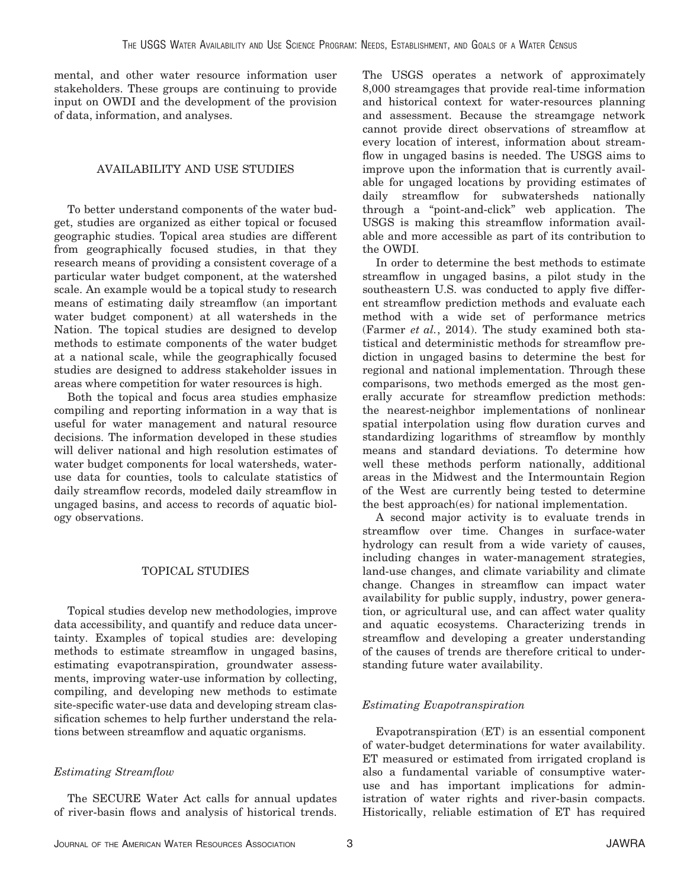mental, and other water resource information user stakeholders. These groups are continuing to provide input on OWDI and the development of the provision of data, information, and analyses.

## AVAILABILITY AND USE STUDIES

To better understand components of the water budget, studies are organized as either topical or focused geographic studies. Topical area studies are different from geographically focused studies, in that they research means of providing a consistent coverage of a particular water budget component, at the watershed scale. An example would be a topical study to research means of estimating daily streamflow (an important water budget component) at all watersheds in the Nation. The topical studies are designed to develop methods to estimate components of the water budget at a national scale, while the geographically focused studies are designed to address stakeholder issues in areas where competition for water resources is high.

Both the topical and focus area studies emphasize compiling and reporting information in a way that is useful for water management and natural resource decisions. The information developed in these studies will deliver national and high resolution estimates of water budget components for local watersheds, water-use data for counties, tools to calculate statistics of daily streamflow records, modeled daily streamflow in ungaged basins, and access to records of aquatic biology observations.

## TOPICAL STUDIES

Topical studies develop new methodologies, improve data accessibility, and quantify and reduce data uncertainty. Examples of topical studies are: developing methods to estimate streamflow in ungaged basins, estimating evapotranspiration, groundwater assessments, improving water-use information by collecting, compiling, and developing new methods to estimate site-specific water-use data and developing stream classification schemes to help further understand the relations between streamflow and aquatic organisms.

### *Estimating Streamflow*

The SECURE Water Act calls for annual updates of river-basin flows and analysis of historical trends. The USGS operates a network of approximately 8,000 streamgages that provide real-time information and historical context for water-resources planning and assessment. Because the streamgage network cannot provide direct observations of streamflow at every location of interest, information about streamflow in ungaged basins is needed. The USGS aims to improve upon the information that is currently available for ungaged locations by providing estimates of daily streamflow for subwatersheds nationally through a "point-and-click" web application. The USGS is making this streamflow information available and more accessible as part of its contribution to the OWDI.

In order to determine the best methods to estimate streamflow in ungaged basins, a pilot study in the southeastern U.S. was conducted to apply five different streamflow prediction methods and evaluate each method with a wide set of performance metrics (Farmer *et al.*, 2014). The study examined both statistical and deterministic methods for streamflow prediction in ungaged basins to determine the best for regional and national implementation. Through these comparisons, two methods emerged as the most generally accurate for streamflow prediction methods: the nearest-neighbor implementations of nonlinear spatial interpolation using flow duration curves and standardizing logarithms of streamflow by monthly means and standard deviations. To determine how well these methods perform nationally, additional areas in the Midwest and the Intermountain Region of the West are currently being tested to determine the best approach(es) for national implementation.

A second major activity is to evaluate trends in streamflow over time. Changes in surface-water hydrology can result from a wide variety of causes, including changes in water-management strategies, land-use changes, and climate variability and climate change. Changes in streamflow can impact water availability for public supply, industry, power generation, or agricultural use, and can affect water quality and aquatic ecosystems. Characterizing trends in streamflow and developing a greater understanding of the causes of trends are therefore critical to understanding future water availability.

### *Estimating Evapotranspiration*

Evapotranspiration (ET) is an essential component of water-budget determinations for water availability. ET measured or estimated from irrigated cropland is also a fundamental variable of consumptive water-use and has important implications for administration of water rights and river-basin compacts. Historically, reliable estimation of ET has required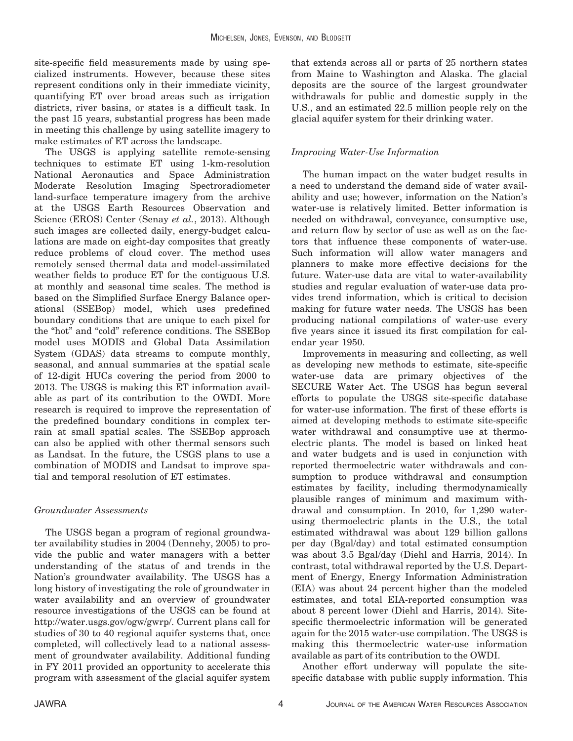site-specific field measurements made by using specialized instruments. However, because these sites represent conditions only in their immediate vicinity, quantifying ET over broad areas such as irrigation districts, river basins, or states is a difficult task. In the past 15 years, substantial progress has been made in meeting this challenge by using satellite imagery to make estimates of ET across the landscape.

The USGS is applying satellite remote-sensing techniques to estimate ET using 1-km-resolution National Aeronautics and Space Administration Moderate Resolution Imaging Spectroradiometer land-surface temperature imagery from the archive at the USGS Earth Resources Observation and Science (EROS) Center (Senay *et al.*, 2013). Although such images are collected daily, energy-budget calculations are made on eight-day composites that greatly reduce problems of cloud cover. The method uses remotely sensed thermal data and model-assimilated weather fields to produce ET for the contiguous U.S. at monthly and seasonal time scales. The method is based on the Simplified Surface Energy Balance operational (SSEBop) model, which uses predefined boundary conditions that are unique to each pixel for the "hot" and "cold" reference conditions. The SSEBop model uses MODIS and Global Data Assimilation System (GDAS) data streams to compute monthly, seasonal, and annual summaries at the spatial scale of 12-digit HUCs covering the period from 2000 to 2013. The USGS is making this ET information available as part of its contribution to the OWDI. More research is required to improve the representation of the predefined boundary conditions in complex terrain at small spatial scales. The SSEBop approach can also be applied with other thermal sensors such as Landsat. In the future, the USGS plans to use a combination of MODIS and Landsat to improve spatial and temporal resolution of ET estimates.

### *Groundwater Assessments*

The USGS began a program of regional groundwater availability studies in 2004 (Dennehy, 2005) to provide the public and water managers with a better understanding of the status of and trends in the Nation's groundwater availability. The USGS has a long history of investigating the role of groundwater in water availability and an overview of groundwater resource investigations of the USGS can be found at http://water.usgs.gov/ogw/gwrp/. Current plans call for studies of 30 to 40 regional aquifer systems that, once completed, will collectively lead to a national assessment of groundwater availability. Additional funding in FY 2011 provided an opportunity to accelerate this program with assessment of the glacial aquifer system that extends across all or parts of 25 northern states from Maine to Washington and Alaska. The glacial deposits are the source of the largest groundwater withdrawals for public and domestic supply in the U.S., and an estimated 22.5 million people rely on the glacial aquifer system for their drinking water.

### *Improving Water-Use Information*

The human impact on the water budget results in a need to understand the demand side of water availability and use; however, information on the Nation's water-use is relatively limited. Better information is needed on withdrawal, conveyance, consumptive use, and return flow by sector of use as well as on the factors that influence these components of water-use. Such information will allow water managers and planners to make more effective decisions for the future. Water-use data are vital to water-availability studies and regular evaluation of water-use data provides trend information, which is critical to decision making for future water needs. The USGS has been producing national compilations of water-use every five years since it issued its first compilation for calendar year 1950.

Improvements in measuring and collecting, as well as developing new methods to estimate, site-specific water-use data are primary objectives of the SECURE Water Act. The USGS has begun several efforts to populate the USGS site-specific database for water-use information. The first of these efforts is aimed at developing methods to estimate site-specific water withdrawal and consumptive use at thermoelectric plants. The model is based on linked heat and water budgets and is used in conjunction with reported thermoelectric water withdrawals and consumption to produce withdrawal and consumption estimates by facility, including thermodynamically plausible ranges of minimum and maximum withdrawal and consumption. In 2010, for 1,290 water-using thermoelectric plants in the U.S., the total estimated withdrawal was about 129 billion gallons per day (Bgal/day) and total estimated consumption was about 3.5 Bgal/day (Diehl and Harris, 2014). In contrast, total withdrawal reported by the U.S. Department of Energy, Energy Information Administration (EIA) was about 24 percent higher than the modeled estimates, and total EIA-reported consumption was about 8 percent lower (Diehl and Harris, 2014). Site-specific thermoelectric information will be generated again for the 2015 water-use compilation. The USGS is making this thermoelectric water-use information available as part of its contribution to the OWDI.

Another effort underway will populate the site-specific database with public supply information. This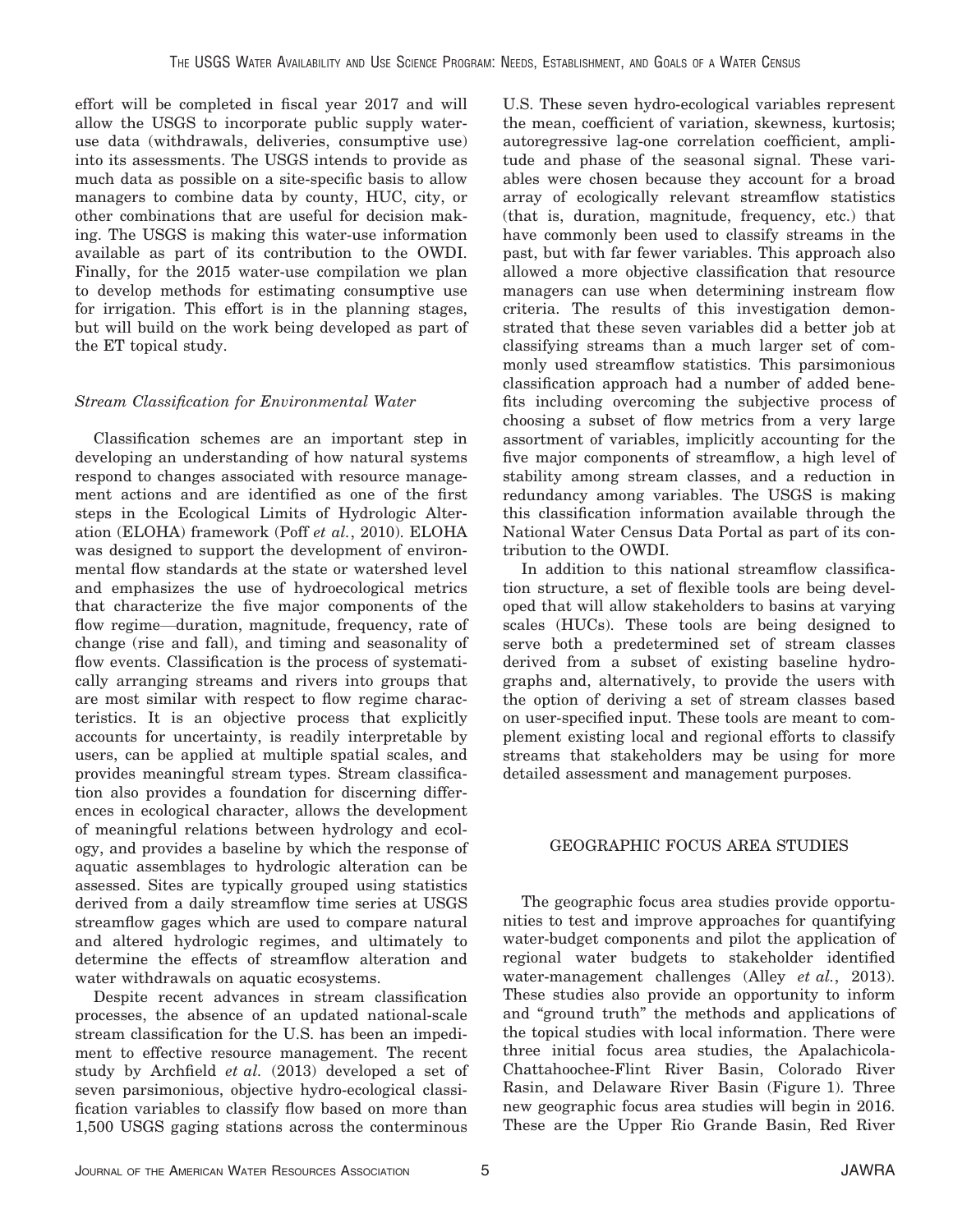effort will be completed in fiscal year 2017 and will allow the USGS to incorporate public supply water-use data (withdrawals, deliveries, consumptive use) into its assessments. The USGS intends to provide as much data as possible on a site-specific basis to allow managers to combine data by county, HUC, city, or other combinations that are useful for decision making. The USGS is making this water-use information available as part of its contribution to the OWDI. Finally, for the 2015 water-use compilation we plan to develop methods for estimating consumptive use for irrigation. This effort is in the planning stages, but will build on the work being developed as part of the ET topical study.

### *Stream Classification for Environmental Water*

Classification schemes are an important step in developing an understanding of how natural systems respond to changes associated with resource management actions and are identified as one of the first steps in the Ecological Limits of Hydrologic Alteration (ELOHA) framework (Poff *et al.*, 2010). ELOHA was designed to support the development of environmental flow standards at the state or watershed level and emphasizes the use of hydroecological metrics that characterize the five major components of the flow regime—duration, magnitude, frequency, rate of change (rise and fall), and timing and seasonality of flow events. Classification is the process of systematically arranging streams and rivers into groups that are most similar with respect to flow regime characteristics. It is an objective process that explicitly accounts for uncertainty, is readily interpretable by users, can be applied at multiple spatial scales, and provides meaningful stream types. Stream classification also provides a foundation for discerning differences in ecological character, allows the development of meaningful relations between hydrology and ecology, and provides a baseline by which the response of aquatic assemblages to hydrologic alteration can be assessed. Sites are typically grouped using statistics derived from a daily streamflow time series at USGS streamflow gages which are used to compare natural and altered hydrologic regimes, and ultimately to determine the effects of streamflow alteration and water withdrawals on aquatic ecosystems.

Despite recent advances in stream classification processes, the absence of an updated national-scale stream classification for the U.S. has been an impediment to effective resource management. The recent study by Archfield *et al.* (2013) developed a set of seven parsimonious, objective hydro-ecological classification variables to classify flow based on more than 1,500 USGS gaging stations across the conterminous U.S. These seven hydro-ecological variables represent the mean, coefficient of variation, skewness, kurtosis; autoregressive lag-one correlation coefficient, amplitude and phase of the seasonal signal. These variables were chosen because they account for a broad array of ecologically relevant streamflow statistics (that is, duration, magnitude, frequency, etc.) that have commonly been used to classify streams in the past, but with far fewer variables. This approach also allowed a more objective classification that resource managers can use when determining instream flow criteria. The results of this investigation demonstrated that these seven variables did a better job at classifying streams than a much larger set of commonly used streamflow statistics. This parsimonious classification approach had a number of added benefits including overcoming the subjective process of choosing a subset of flow metrics from a very large assortment of variables, implicitly accounting for the five major components of streamflow, a high level of stability among stream classes, and a reduction in redundancy among variables. The USGS is making this classification information available through the National Water Census Data Portal as part of its contribution to the OWDI.

In addition to this national streamflow classification structure, a set of flexible tools are being developed that will allow stakeholders to basins at varying scales (HUCs). These tools are being designed to serve both a predetermined set of stream classes derived from a subset of existing baseline hydrographs and, alternatively, to provide the users with the option of deriving a set of stream classes based on user-specified input. These tools are meant to complement existing local and regional efforts to classify streams that stakeholders may be using for more detailed assessment and management purposes.

## GEOGRAPHIC FOCUS AREA STUDIES

The geographic focus area studies provide opportunities to test and improve approaches for quantifying water-budget components and pilot the application of regional water budgets to stakeholder identified water-management challenges (Alley *et al.*, 2013). These studies also provide an opportunity to inform and "ground truth" the methods and applications of the topical studies with local information. There were three initial focus area studies, the Apalachicola-Chattahoochee-Flint River Basin, Colorado River Rasin, and Delaware River Basin (Figure 1). Three new geographic focus area studies will begin in 2016. These are the Upper Rio Grande Basin, Red River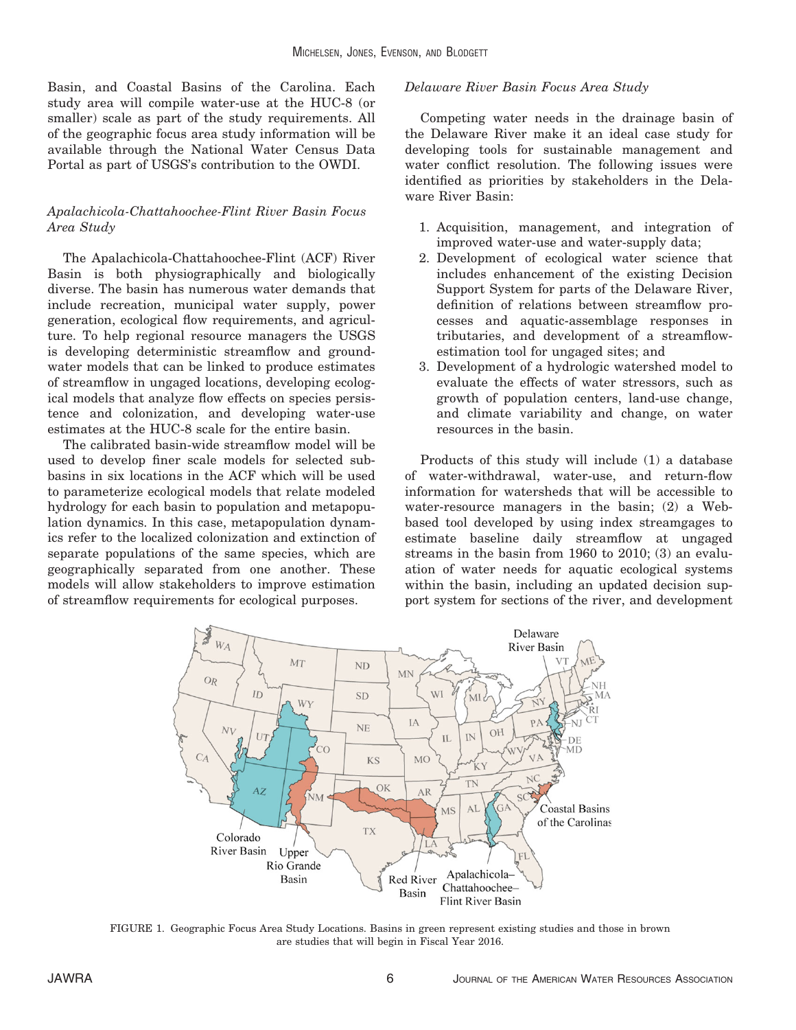Basin, and Coastal Basins of the Carolina. Each study area will compile water-use at the HUC-8 (or smaller) scale as part of the study requirements. All of the geographic focus area study information will be available through the National Water Census Data Portal as part of USGS's contribution to the OWDI.

*Apalachicola-Chattahoochee-Flint River Basin Focus Area Study*

The Apalachicola-Chattahoochee-Flint (ACF) River Basin is both physiographically and biologically diverse. The basin has numerous water demands that include recreation, municipal water supply, power generation, ecological flow requirements, and agriculture. To help regional resource managers the USGS is developing deterministic streamflow and groundwater models that can be linked to produce estimates of streamflow in ungaged locations, developing ecological models that analyze flow effects on species persistence and colonization, and developing water-use estimates at the HUC-8 scale for the entire basin.

The calibrated basin-wide streamflow model will be used to develop finer scale models for selected subbasins in six locations in the ACF which will be used to parameterize ecological models that relate modeled hydrology for each basin to population and metapopulation dynamics. In this case, metapopulation dynamics refer to the localized colonization and extinction of separate populations of the same species, which are geographically separated from one another. These models will allow stakeholders to improve estimation of streamflow requirements for ecological purposes.

*Delaware River Basin Focus Area Study*

Competing water needs in the drainage basin of the Delaware River make it an ideal case study for developing tools for sustainable management and water conflict resolution. The following issues were identified as priorities by stakeholders in the Delaware River Basin:

1. Acquisition, management, and integration of improved water-use and water-supply data;
2. Development of ecological water science that includes enhancement of the existing Decision Support System for parts of the Delaware River, definition of relations between streamflow processes and aquatic-assemblage responses in tributaries, and development of a streamflow-estimation tool for ungaged sites; and
3. Development of a hydrologic watershed model to evaluate the effects of water stressors, such as growth of population centers, land-use change, and climate variability and change, on water resources in the basin.

Products of this study will include (1) a database of water-withdrawal, water-use, and return-flow information for watersheds that will be accessible to water-resource managers in the basin; (2) a Web-based tool developed by using index streamgages to estimate baseline daily streamflow at ungaged streams in the basin from 1960 to 2010; (3) an evaluation of water needs for aquatic ecological systems within the basin, including an updated decision support system for sections of the river, and development

FIGURE 1. Geographic Focus Area Study Locations. Basins in green represent existing studies and those in brown are studies that will begin in Fiscal Year 2016.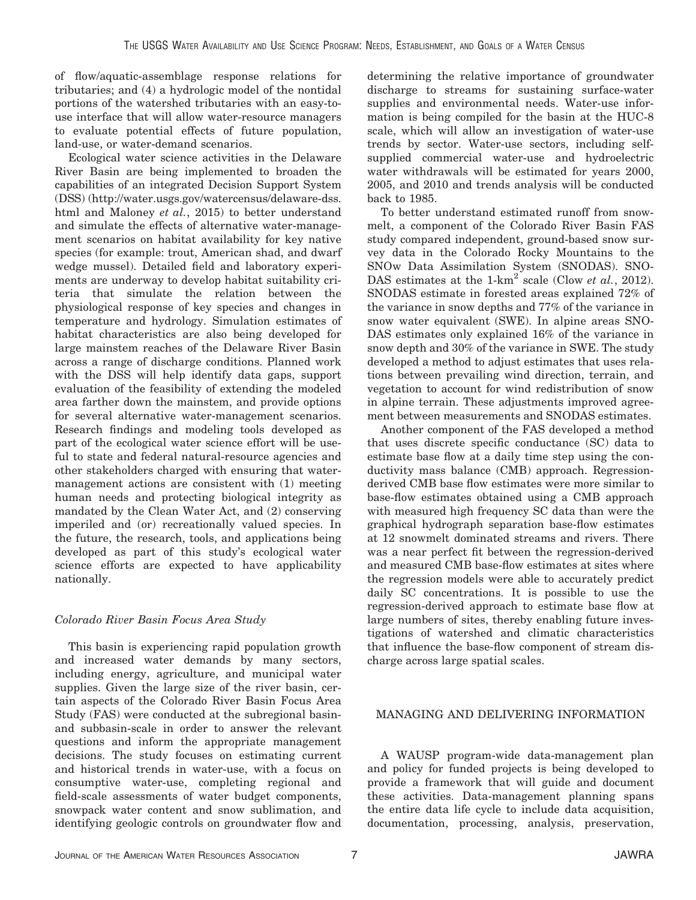of flow/aquatic-assemblage response relations for tributaries; and (4) a hydrologic model of the nontidal portions of the watershed tributaries with an easy-to-use interface that will allow water-resource managers to evaluate potential effects of future population, land-use, or water-demand scenarios.

Ecological water science activities in the Delaware River Basin are being implemented to broaden the capabilities of an integrated Decision Support System (DSS) (http://water.usgs.gov/watercensus/delaware-dss.html and Maloney *et al.*, 2015) to better understand and simulate the effects of alternative water-management scenarios on habitat availability for key native species (for example: trout, American shad, and dwarf wedge mussel). Detailed field and laboratory experiments are underway to develop habitat suitability criteria that simulate the relation between the physiological response of key species and changes in temperature and hydrology. Simulation estimates of habitat characteristics are also being developed for large mainstem reaches of the Delaware River Basin across a range of discharge conditions. Planned work with the DSS will help identify data gaps, support evaluation of the feasibility of extending the modeled area farther down the mainstem, and provide options for several alternative water-management scenarios. Research findings and modeling tools developed as part of the ecological water science effort will be useful to state and federal natural-resource agencies and other stakeholders charged with ensuring that water-management actions are consistent with (1) meeting human needs and protecting biological integrity as mandated by the Clean Water Act, and (2) conserving imperiled and (or) recreationally valued species. In the future, the research, tools, and applications being developed as part of this study's ecological water science efforts are expected to have applicability nationally.

### *Colorado River Basin Focus Area Study*

This basin is experiencing rapid population growth and increased water demands by many sectors, including energy, agriculture, and municipal water supplies. Given the large size of the river basin, certain aspects of the Colorado River Basin Focus Area Study (FAS) were conducted at the subregional basin- and subbasin-scale in order to answer the relevant questions and inform the appropriate management decisions. The study focuses on estimating current and historical trends in water-use, with a focus on consumptive water-use, completing regional and field-scale assessments of water budget components, snowpack water content and snow sublimation, and identifying geologic controls on groundwater flow and determining the relative importance of groundwater discharge to streams for sustaining surface-water supplies and environmental needs. Water-use information is being compiled for the basin at the HUC-8 scale, which will allow an investigation of water-use trends by sector. Water-use sectors, including self-supplied commercial water-use and hydroelectric water withdrawals will be estimated for years 2000, 2005, and 2010 and trends analysis will be conducted back to 1985.

To better understand estimated runoff from snowmelt, a component of the Colorado River Basin FAS study compared independent, ground-based snow survey data in the Colorado Rocky Mountains to the SNOw Data Assimilation System (SNODAS). SNODAS estimates at the 1-km$^2$ scale (Clow *et al.*, 2012). SNODAS estimate in forested areas explained 72% of the variance in snow depths and 77% of the variance in snow water equivalent (SWE). In alpine areas SNODAS estimates only explained 16% of the variance in snow depth and 30% of the variance in SWE. The study developed a method to adjust estimates that uses relations between prevailing wind direction, terrain, and vegetation to account for wind redistribution of snow in alpine terrain. These adjustments improved agreement between measurements and SNODAS estimates.

Another component of the FAS developed a method that uses discrete specific conductance (SC) data to estimate base flow at a daily time step using the conductivity mass balance (CMB) approach. Regression-derived CMB base flow estimates were more similar to base-flow estimates obtained using a CMB approach with measured high frequency SC data than were the graphical hydrograph separation base-flow estimates at 12 snowmelt dominated streams and rivers. There was a near perfect fit between the regression-derived and measured CMB base-flow estimates at sites where the regression models were able to accurately predict daily SC concentrations. It is possible to use the regression-derived approach to estimate base flow at large numbers of sites, thereby enabling future investigations of watershed and climatic characteristics that influence the base-flow component of stream discharge across large spatial scales.

## MANAGING AND DELIVERING INFORMATION

A WAUSP program-wide data-management plan and policy for funded projects is being developed to provide a framework that will guide and document these activities. Data-management planning spans the entire data life cycle to include data acquisition, documentation, processing, analysis, preservation,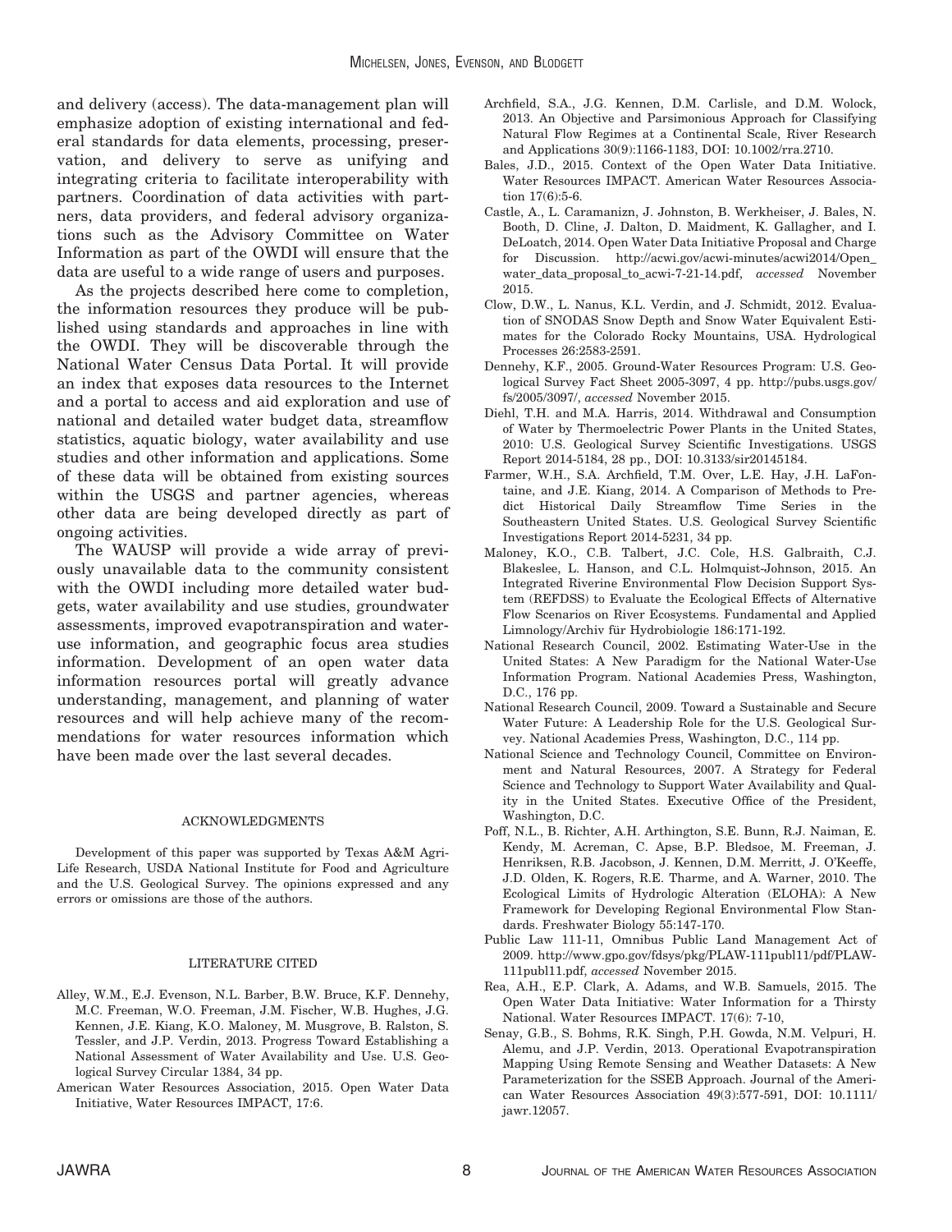and delivery (access). The data-management plan will emphasize adoption of existing international and federal standards for data elements, processing, preservation, and delivery to serve as unifying and integrating criteria to facilitate interoperability with partners. Coordination of data activities with partners, data providers, and federal advisory organizations such as the Advisory Committee on Water Information as part of the OWDI will ensure that the data are useful to a wide range of users and purposes.

As the projects described here come to completion, the information resources they produce will be published using standards and approaches in line with the OWDI. They will be discoverable through the National Water Census Data Portal. It will provide an index that exposes data resources to the Internet and a portal to access and aid exploration and use of national and detailed water budget data, streamflow statistics, aquatic biology, water availability and use studies and other information and applications. Some of these data will be obtained from existing sources within the USGS and partner agencies, whereas other data are being developed directly as part of ongoing activities.

The WAUSP will provide a wide array of previously unavailable data to the community consistent with the OWDI including more detailed water budgets, water availability and use studies, groundwater assessments, improved evapotranspiration and water-use information, and geographic focus area studies information. Development of an open water data information resources portal will greatly advance understanding, management, and planning of water resources and will help achieve many of the recommendations for water resources information which have been made over the last several decades.

## ACKNOWLEDGMENTS

Development of this paper was supported by Texas A&M AgriLife Research, USDA National Institute for Food and Agriculture and the U.S. Geological Survey. The opinions expressed and any errors or omissions are those of the authors.

## LITERATURE CITED

Alley, W.M., E.J. Evenson, N.L. Barber, B.W. Bruce, K.F. Dennehy, M.C. Freeman, W.O. Freeman, J.M. Fischer, W.B. Hughes, J.G. Kennen, J.E. Kiang, K.O. Maloney, M. Musgrove, B. Ralston, S. Tessler, and J.P. Verdin, 2013. Progress Toward Establishing a National Assessment of Water Availability and Use. U.S. Geological Survey Circular 1384, 34 pp.

American Water Resources Association, 2015. Open Water Data Initiative, Water Resources IMPACT, 17:6.

Archfield, S.A., J.G. Kennen, D.M. Carlisle, and D.M. Wolock, 2013. An Objective and Parsimonious Approach for Classifying Natural Flow Regimes at a Continental Scale, River Research and Applications 30(9):1166-1183, DOI: 10.1002/rra.2710.

Bales, J.D., 2015. Context of the Open Water Data Initiative. Water Resources IMPACT. American Water Resources Association 17(6):5-6.

Castle, A., L. Caramanizn, J. Johnston, B. Werkheiser, J. Bales, N. Booth, D. Cline, J. Dalton, D. Maidment, K. Gallagher, and I. DeLoatch, 2014. Open Water Data Initiative Proposal and Charge for Discussion. http://acwi.gov/acwi-minutes/acwi2014/Open_water_data_proposal_to_acwi-7-21-14.pdf, *accessed* November 2015.

Clow, D.W., L. Nanus, K.L. Verdin, and J. Schmidt, 2012. Evaluation of SNODAS Snow Depth and Snow Water Equivalent Estimates for the Colorado Rocky Mountains, USA. Hydrological Processes 26:2583-2591.

Dennehy, K.F., 2005. Ground-Water Resources Program: U.S. Geological Survey Fact Sheet 2005-3097, 4 pp. http://pubs.usgs.gov/fs/2005/3097/, *accessed* November 2015.

Diehl, T.H. and M.A. Harris, 2014. Withdrawal and Consumption of Water by Thermoelectric Power Plants in the United States, 2010: U.S. Geological Survey Scientific Investigations. USGS Report 2014-5184, 28 pp., DOI: 10.3133/sir20145184.

Farmer, W.H., S.A. Archfield, T.M. Over, L.E. Hay, J.H. LaFontaine, and J.E. Kiang, 2014. A Comparison of Methods to Predict Historical Daily Streamflow Time Series in the Southeastern United States. U.S. Geological Survey Scientific Investigations Report 2014-5231, 34 pp.

Maloney, K.O., C.B. Talbert, J.C. Cole, H.S. Galbraith, C.J. Blakeslee, L. Hanson, and C.L. Holmquist-Johnson, 2015. An Integrated Riverine Environmental Flow Decision Support System (REFDSS) to Evaluate the Ecological Effects of Alternative Flow Scenarios on River Ecosystems. Fundamental and Applied Limnology/Archiv für Hydrobiologie 186:171-192.

National Research Council, 2002. Estimating Water-Use in the United States: A New Paradigm for the National Water-Use Information Program. National Academies Press, Washington, D.C., 176 pp.

National Research Council, 2009. Toward a Sustainable and Secure Water Future: A Leadership Role for the U.S. Geological Survey. National Academies Press, Washington, D.C., 114 pp.

National Science and Technology Council, Committee on Environment and Natural Resources, 2007. A Strategy for Federal Science and Technology to Support Water Availability and Quality in the United States. Executive Office of the President, Washington, D.C.

Poff, N.L., B. Richter, A.H. Arthington, S.E. Bunn, R.J. Naiman, E. Kendy, M. Acreman, C. Apse, B.P. Bledsoe, M. Freeman, J. Henriksen, R.B. Jacobson, J. Kennen, D.M. Merritt, J. O'Keeffe, J.D. Olden, K. Rogers, R.E. Tharme, and A. Warner, 2010. The Ecological Limits of Hydrologic Alteration (ELOHA): A New Framework for Developing Regional Environmental Flow Standards. Freshwater Biology 55:147-170.

Public Law 111-11, Omnibus Public Land Management Act of 2009. http://www.gpo.gov/fdsys/pkg/PLAW-111publ11/pdf/PLAW-111publ11.pdf, *accessed* November 2015.

Rea, A.H., E.P. Clark, A. Adams, and W.B. Samuels, 2015. The Open Water Data Initiative: Water Information for a Thirsty National. Water Resources IMPACT. 17(6): 7-10,

Senay, G.B., S. Bohms, R.K. Singh, P.H. Gowda, N.M. Velpuri, H. Alemu, and J.P. Verdin, 2013. Operational Evapotranspiration Mapping Using Remote Sensing and Weather Datasets: A New Parameterization for the SSEB Approach. Journal of the American Water Resources Association 49(3):577-591, DOI: 10.1111/jawr.12057.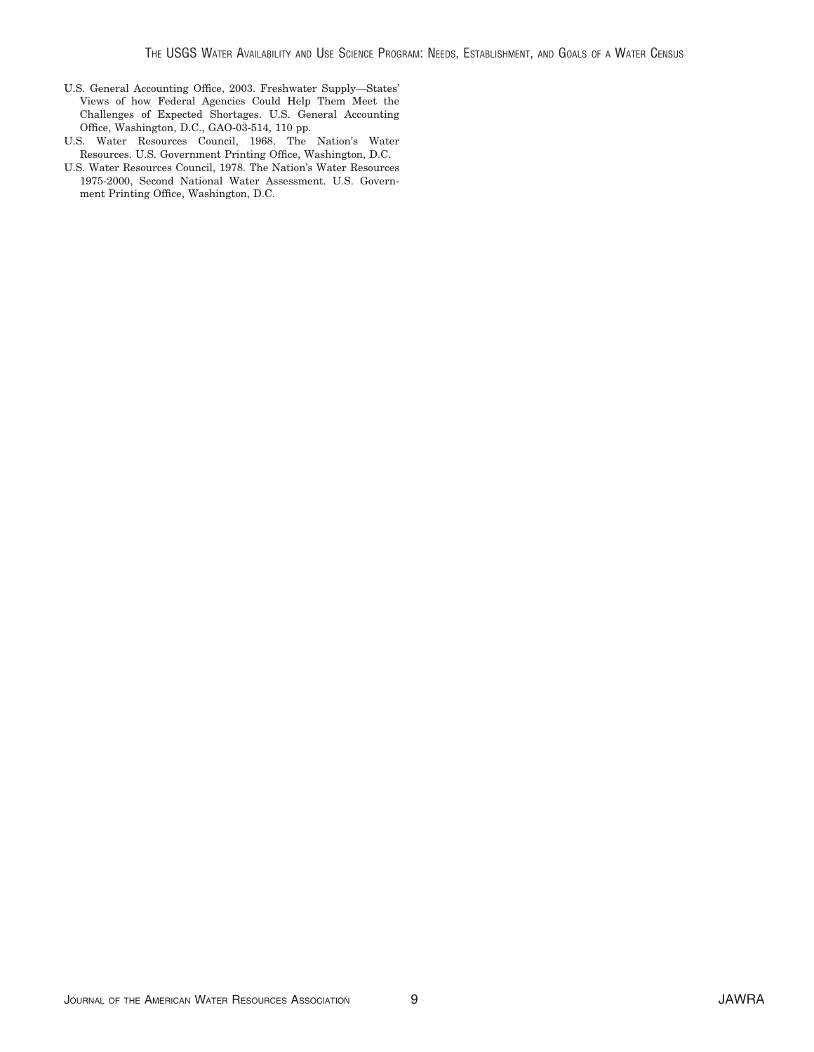U.S. General Accounting Office, 2003. Freshwater Supply—States' Views of how Federal Agencies Could Help Them Meet the Challenges of Expected Shortages. U.S. General Accounting Office, Washington, D.C., GAO-03-514, 110 pp.

U.S. Water Resources Council, 1968. The Nation's Water Resources. U.S. Government Printing Office, Washington, D.C.

U.S. Water Resources Council, 1978. The Nation's Water Resources 1975-2000, Second National Water Assessment. U.S. Government Printing Office, Washington, D.C.